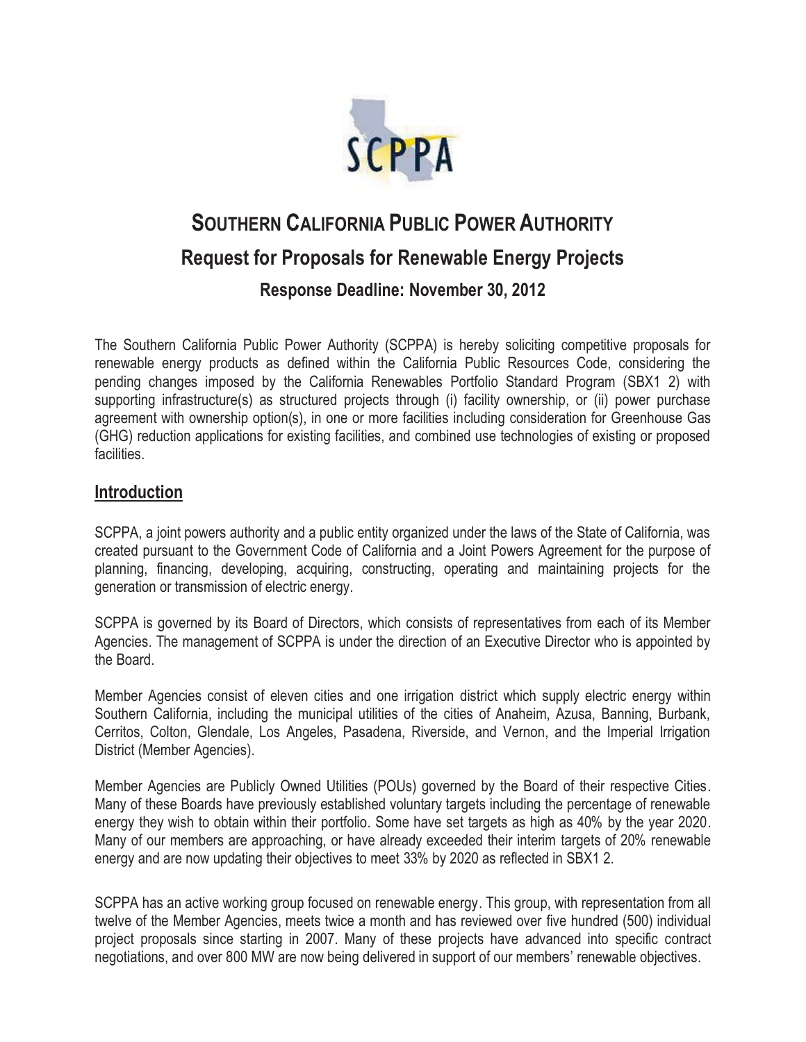# SOUTHERN CALIFORNIA PUBLIC POWER AUTHORITY

## Request for Proposals for Renewable Energy Projects

### Response Deadline: November 30, 2012

The Southern California Public Power Authority (SCPPA) is hereby soliciting competitive proposals for renewable energy products as defined within the California Public Resources Code, considering the pending changes imposed by the California Renewables Portfolio Standard Program (SBX1 2) with supporting infrastructure(s) as structured projects through (i) facility ownership, or (ii) power purchase agreement with ownership option(s), in one or more facilities including consideration for Greenhouse Gas (GHG) reduction applications for existing facilities, and combined use technologies of existing or proposed facilities.

## Introduction

SCPPA, a joint powers authority and a public entity organized under the laws of the State of California, was created pursuant to the Government Code of California and a Joint Powers Agreement for the purpose of planning, financing, developing, acquiring, constructing, operating and maintaining projects for the generation or transmission of electric energy.

SCPPA is governed by its Board of Directors, which consists of representatives from each of its Member Agencies. The management of SCPPA is under the direction of an Executive Director who is appointed by the Board.

Member Agencies consist of eleven cities and one irrigation district which supply electric energy within Southern California, including the municipal utilities of the cities of Anaheim, Azusa, Banning, Burbank, Cerritos, Colton, Glendale, Los Angeles, Pasadena, Riverside, and Vernon, and the Imperial Irrigation District (Member Agencies).

Member Agencies are Publicly Owned Utilities (POUs) governed by the Board of their respective Cities. Many of these Boards have previously established voluntary targets including the percentage of renewable energy they wish to obtain within their portfolio. Some have set targets as high as 40% by the year 2020. Many of our members are approaching, or have already exceeded their interim targets of 20% renewable energy and are now updating their objectives to meet 33% by 2020 as reflected in SBX1 2.

SCPPA has an active working group focused on renewable energy. This group, with representation from all twelve of the Member Agencies, meets twice a month and has reviewed over five hundred (500) individual project proposals since starting in 2007. Many of these projects have advanced into specific contract negotiations, and over 800 MW are now being delivered in support of our members' renewable objectives.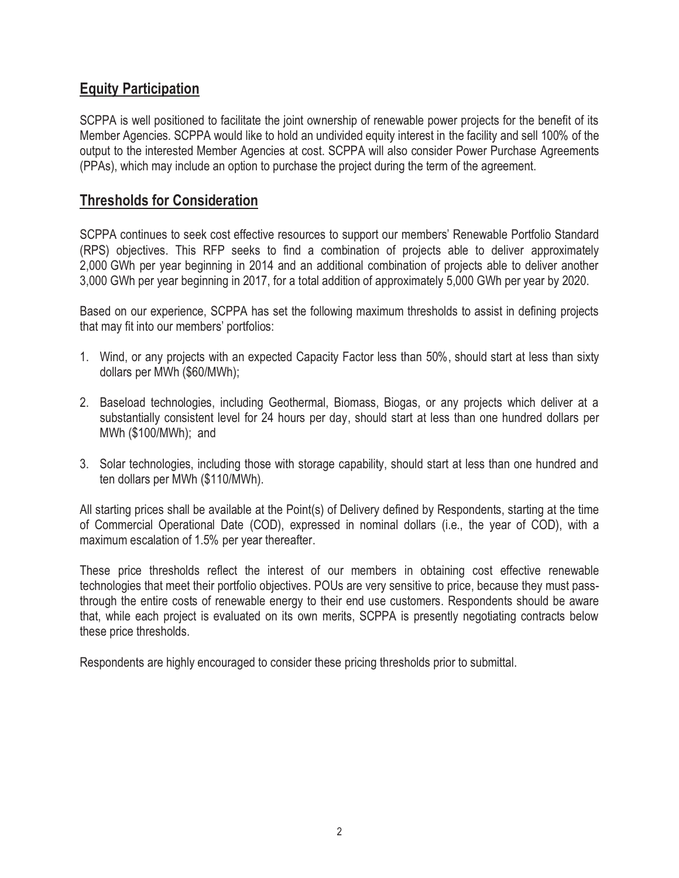## Equity Participation

SCPPA is well positioned to facilitate the joint ownership of renewable power projects for the benefit of its Member Agencies. SCPPA would like to hold an undivided equity interest in the facility and sell 100% of the output to the interested Member Agencies at cost. SCPPA will also consider Power Purchase Agreements (PPAs), which may include an option to purchase the project during the term of the agreement.

## Thresholds for Consideration

SCPPA continues to seek cost effective resources to support our members' Renewable Portfolio Standard (RPS) objectives. This RFP seeks to find a combination of projects able to deliver approximately 2,000 GWh per year beginning in 2014 and an additional combination of projects able to deliver another 3,000 GWh per year beginning in 2017, for a total addition of approximately 5,000 GWh per year by 2020.

Based on our experience, SCPPA has set the following maximum thresholds to assist in defining projects that may fit into our members' portfolios:

1. Wind, or any projects with an expected Capacity Factor less than 50%, should start at less than sixty dollars per MWh ($60/MWh);
2. Baseload technologies, including Geothermal, Biomass, Biogas, or any projects which deliver at a substantially consistent level for 24 hours per day, should start at less than one hundred dollars per MWh ($100/MWh); and
3. Solar technologies, including those with storage capability, should start at less than one hundred and ten dollars per MWh ($110/MWh).

All starting prices shall be available at the Point(s) of Delivery defined by Respondents, starting at the time of Commercial Operational Date (COD), expressed in nominal dollars (i.e., the year of COD), with a maximum escalation of 1.5% per year thereafter.

These price thresholds reflect the interest of our members in obtaining cost effective renewable technologies that meet their portfolio objectives. POUs are very sensitive to price, because they must pass-through the entire costs of renewable energy to their end use customers. Respondents should be aware that, while each project is evaluated on its own merits, SCPPA is presently negotiating contracts below these price thresholds.

Respondents are highly encouraged to consider these pricing thresholds prior to submittal.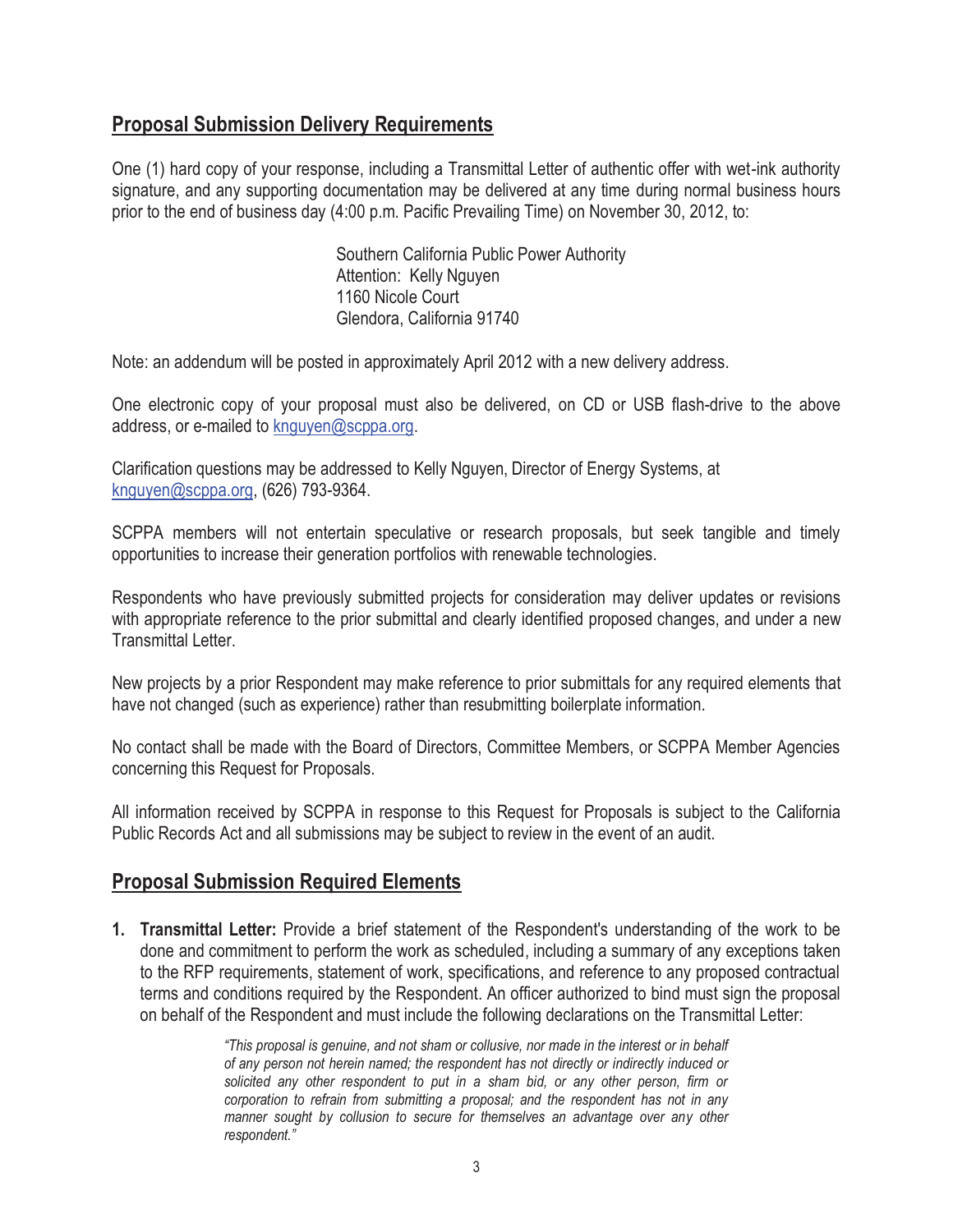## Proposal Submission Delivery Requirements

One (1) hard copy of your response, including a Transmittal Letter of authentic offer with wet-ink authority signature, and any supporting documentation may be delivered at any time during normal business hours prior to the end of business day (4:00 p.m. Pacific Prevailing Time) on November 30, 2012, to:

> Southern California Public Power Authority
> Attention: Kelly Nguyen
> 1160 Nicole Court
> Glendora, California 91740

Note: an addendum will be posted in approximately April 2012 with a new delivery address.

One electronic copy of your proposal must also be delivered, on CD or USB flash-drive to the above address, or e-mailed to knguyen@scppa.org.

Clarification questions may be addressed to Kelly Nguyen, Director of Energy Systems, at knguyen@scppa.org, (626) 793-9364.

SCPPA members will not entertain speculative or research proposals, but seek tangible and timely opportunities to increase their generation portfolios with renewable technologies.

Respondents who have previously submitted projects for consideration may deliver updates or revisions with appropriate reference to the prior submittal and clearly identified proposed changes, and under a new Transmittal Letter.

New projects by a prior Respondent may make reference to prior submittals for any required elements that have not changed (such as experience) rather than resubmitting boilerplate information.

No contact shall be made with the Board of Directors, Committee Members, or SCPPA Member Agencies concerning this Request for Proposals.

All information received by SCPPA in response to this Request for Proposals is subject to the California Public Records Act and all submissions may be subject to review in the event of an audit.

## Proposal Submission Required Elements

1. **Transmittal Letter:** Provide a brief statement of the Respondent's understanding of the work to be done and commitment to perform the work as scheduled, including a summary of any exceptions taken to the RFP requirements, statement of work, specifications, and reference to any proposed contractual terms and conditions required by the Respondent. An officer authorized to bind must sign the proposal on behalf of the Respondent and must include the following declarations on the Transmittal Letter:

   > *"This proposal is genuine, and not sham or collusive, nor made in the interest or in behalf of any person not herein named; the respondent has not directly or indirectly induced or solicited any other respondent to put in a sham bid, or any other person, firm or corporation to refrain from submitting a proposal; and the respondent has not in any manner sought by collusion to secure for themselves an advantage over any other respondent."*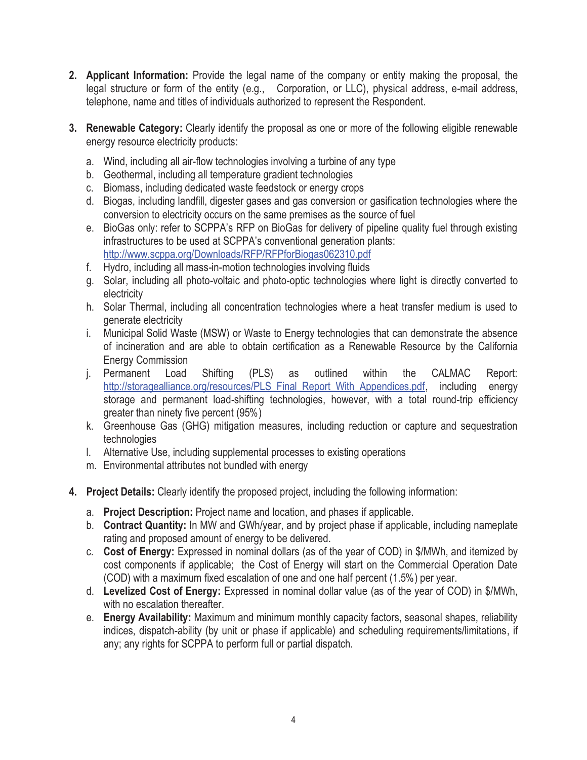2. **Applicant Information:** Provide the legal name of the company or entity making the proposal, the legal structure or form of the entity (e.g., Corporation, or LLC), physical address, e-mail address, telephone, name and titles of individuals authorized to represent the Respondent.

3. **Renewable Category:** Clearly identify the proposal as one or more of the following eligible renewable energy resource electricity products:

   a. Wind, including all air-flow technologies involving a turbine of any type
   b. Geothermal, including all temperature gradient technologies
   c. Biomass, including dedicated waste feedstock or energy crops
   d. Biogas, including landfill, digester gases and gas conversion or gasification technologies where the conversion to electricity occurs on the same premises as the source of fuel
   e. BioGas only: refer to SCPPA's RFP on BioGas for delivery of pipeline quality fuel through existing infrastructures to be used at SCPPA's conventional generation plants: http://www.scppa.org/Downloads/RFP/RFPforBiogas062310.pdf
   f. Hydro, including all mass-in-motion technologies involving fluids
   g. Solar, including all photo-voltaic and photo-optic technologies where light is directly converted to electricity
   h. Solar Thermal, including all concentration technologies where a heat transfer medium is used to generate electricity
   i. Municipal Solid Waste (MSW) or Waste to Energy technologies that can demonstrate the absence of incineration and are able to obtain certification as a Renewable Resource by the California Energy Commission
   j. Permanent Load Shifting (PLS) as outlined within the CALMAC Report: http://storagealliance.org/resources/PLS_Final_Report_With_Appendices.pdf, including energy storage and permanent load-shifting technologies, however, with a total round-trip efficiency greater than ninety five percent (95%)
   k. Greenhouse Gas (GHG) mitigation measures, including reduction or capture and sequestration technologies
   l. Alternative Use, including supplemental processes to existing operations
   m. Environmental attributes not bundled with energy

4. **Project Details:** Clearly identify the proposed project, including the following information:

   a. **Project Description:** Project name and location, and phases if applicable.
   b. **Contract Quantity:** In MW and GWh/year, and by project phase if applicable, including nameplate rating and proposed amount of energy to be delivered.
   c. **Cost of Energy:** Expressed in nominal dollars (as of the year of COD) in $/MWh, and itemized by cost components if applicable; the Cost of Energy will start on the Commercial Operation Date (COD) with a maximum fixed escalation of one and one half percent (1.5%) per year.
   d. **Levelized Cost of Energy:** Expressed in nominal dollar value (as of the year of COD) in $/MWh, with no escalation thereafter.
   e. **Energy Availability:** Maximum and minimum monthly capacity factors, seasonal shapes, reliability indices, dispatch-ability (by unit or phase if applicable) and scheduling requirements/limitations, if any; any rights for SCPPA to perform full or partial dispatch.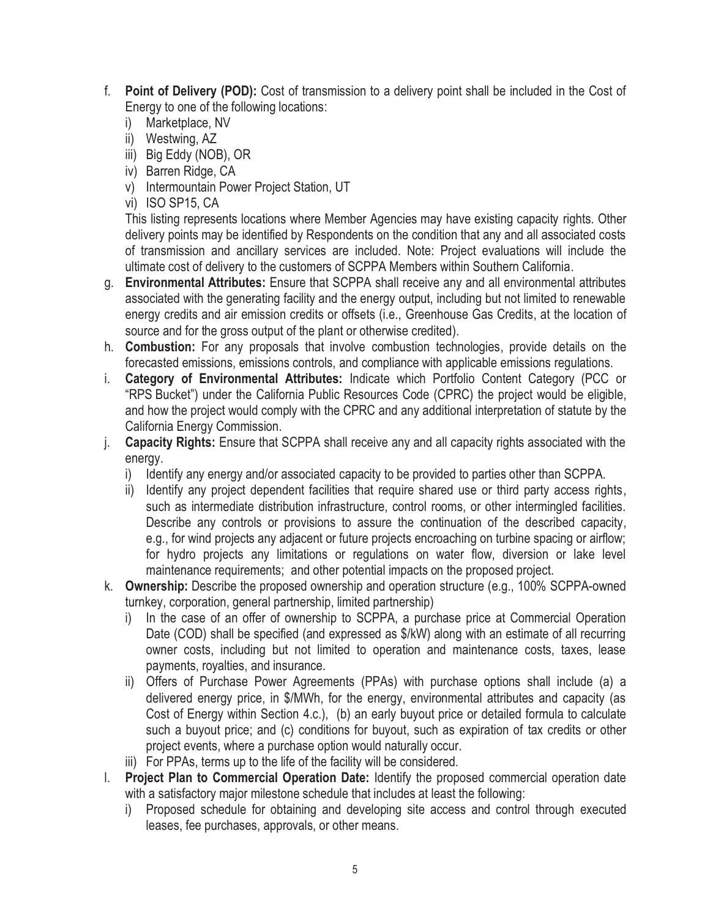f. **Point of Delivery (POD):** Cost of transmission to a delivery point shall be included in the Cost of Energy to one of the following locations:
   i) Marketplace, NV
   ii) Westwing, AZ
   iii) Big Eddy (NOB), OR
   iv) Barren Ridge, CA
   v) Intermountain Power Project Station, UT
   vi) ISO SP15, CA

   This listing represents locations where Member Agencies may have existing capacity rights. Other delivery points may be identified by Respondents on the condition that any and all associated costs of transmission and ancillary services are included. Note: Project evaluations will include the ultimate cost of delivery to the customers of SCPPA Members within Southern California.

g. **Environmental Attributes:** Ensure that SCPPA shall receive any and all environmental attributes associated with the generating facility and the energy output, including but not limited to renewable energy credits and air emission credits or offsets (i.e., Greenhouse Gas Credits, at the location of source and for the gross output of the plant or otherwise credited).

h. **Combustion:** For any proposals that involve combustion technologies, provide details on the forecasted emissions, emissions controls, and compliance with applicable emissions regulations.

i. **Category of Environmental Attributes:** Indicate which Portfolio Content Category (PCC or "RPS Bucket") under the California Public Resources Code (CPRC) the project would be eligible, and how the project would comply with the CPRC and any additional interpretation of statute by the California Energy Commission.

j. **Capacity Rights:** Ensure that SCPPA shall receive any and all capacity rights associated with the energy.
   i) Identify any energy and/or associated capacity to be provided to parties other than SCPPA.
   ii) Identify any project dependent facilities that require shared use or third party access rights, such as intermediate distribution infrastructure, control rooms, or other intermingled facilities. Describe any controls or provisions to assure the continuation of the described capacity, e.g., for wind projects any adjacent or future projects encroaching on turbine spacing or airflow; for hydro projects any limitations or regulations on water flow, diversion or lake level maintenance requirements; and other potential impacts on the proposed project.

k. **Ownership:** Describe the proposed ownership and operation structure (e.g., 100% SCPPA-owned turnkey, corporation, general partnership, limited partnership)
   i) In the case of an offer of ownership to SCPPA, a purchase price at Commercial Operation Date (COD) shall be specified (and expressed as $/kW) along with an estimate of all recurring owner costs, including but not limited to operation and maintenance costs, taxes, lease payments, royalties, and insurance.
   ii) Offers of Purchase Power Agreements (PPAs) with purchase options shall include (a) a delivered energy price, in $/MWh, for the energy, environmental attributes and capacity (as Cost of Energy within Section 4.c.), (b) an early buyout price or detailed formula to calculate such a buyout price; and (c) conditions for buyout, such as expiration of tax credits or other project events, where a purchase option would naturally occur.
   iii) For PPAs, terms up to the life of the facility will be considered.

l. **Project Plan to Commercial Operation Date:** Identify the proposed commercial operation date with a satisfactory major milestone schedule that includes at least the following:
   i) Proposed schedule for obtaining and developing site access and control through executed leases, fee purchases, approvals, or other means.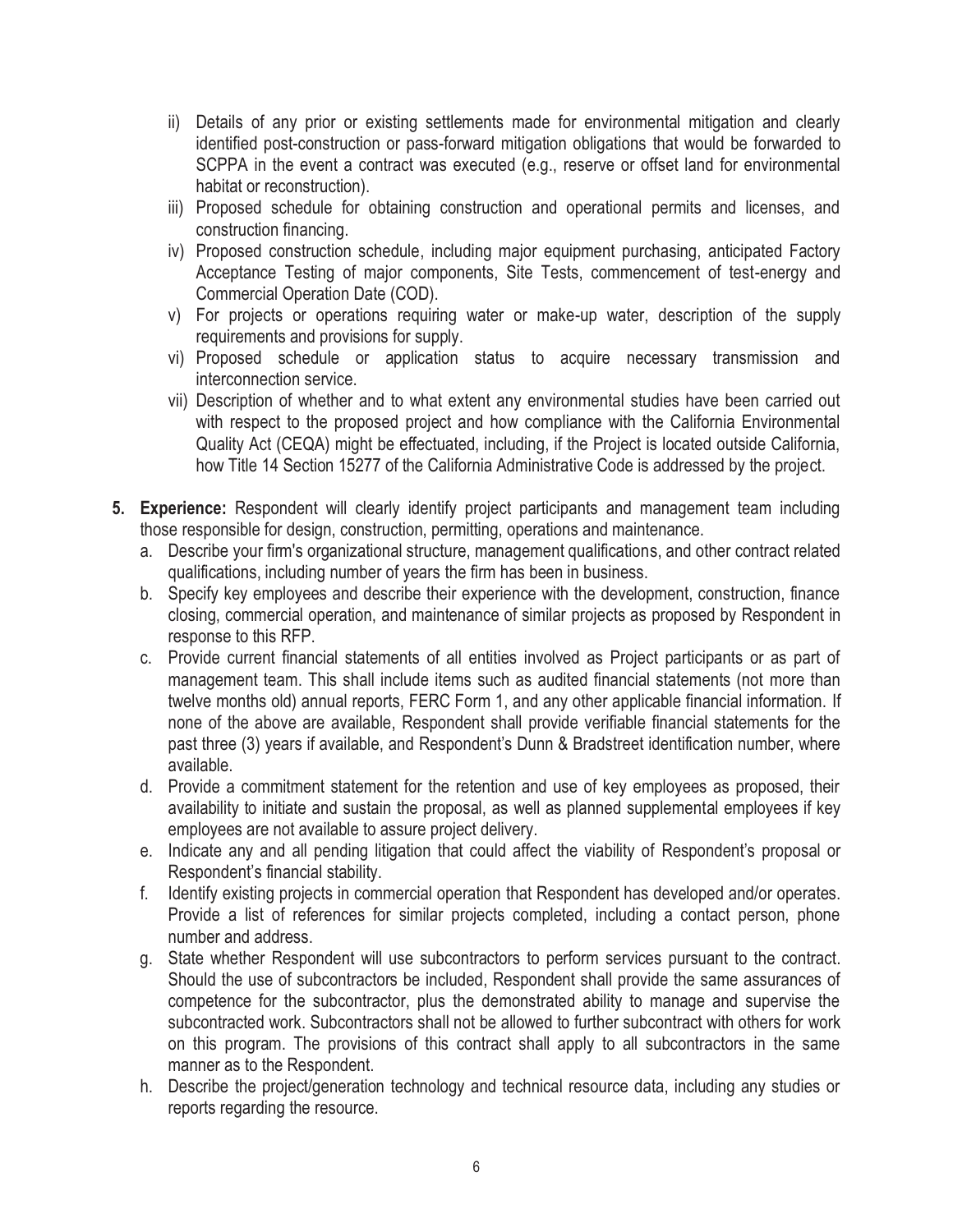ii) Details of any prior or existing settlements made for environmental mitigation and clearly identified post-construction or pass-forward mitigation obligations that would be forwarded to SCPPA in the event a contract was executed (e.g., reserve or offset land for environmental habitat or reconstruction).

iii) Proposed schedule for obtaining construction and operational permits and licenses, and construction financing.

iv) Proposed construction schedule, including major equipment purchasing, anticipated Factory Acceptance Testing of major components, Site Tests, commencement of test-energy and Commercial Operation Date (COD).

v) For projects or operations requiring water or make-up water, description of the supply requirements and provisions for supply.

vi) Proposed schedule or application status to acquire necessary transmission and interconnection service.

vii) Description of whether and to what extent any environmental studies have been carried out with respect to the proposed project and how compliance with the California Environmental Quality Act (CEQA) might be effectuated, including, if the Project is located outside California, how Title 14 Section 15277 of the California Administrative Code is addressed by the project.

5. **Experience:** Respondent will clearly identify project participants and management team including those responsible for design, construction, permitting, operations and maintenance.

   a. Describe your firm's organizational structure, management qualifications, and other contract related qualifications, including number of years the firm has been in business.

   b. Specify key employees and describe their experience with the development, construction, finance closing, commercial operation, and maintenance of similar projects as proposed by Respondent in response to this RFP.

   c. Provide current financial statements of all entities involved as Project participants or as part of management team. This shall include items such as audited financial statements (not more than twelve months old) annual reports, FERC Form 1, and any other applicable financial information. If none of the above are available, Respondent shall provide verifiable financial statements for the past three (3) years if available, and Respondent's Dunn & Bradstreet identification number, where available.

   d. Provide a commitment statement for the retention and use of key employees as proposed, their availability to initiate and sustain the proposal, as well as planned supplemental employees if key employees are not available to assure project delivery.

   e. Indicate any and all pending litigation that could affect the viability of Respondent's proposal or Respondent's financial stability.

   f. Identify existing projects in commercial operation that Respondent has developed and/or operates. Provide a list of references for similar projects completed, including a contact person, phone number and address.

   g. State whether Respondent will use subcontractors to perform services pursuant to the contract. Should the use of subcontractors be included, Respondent shall provide the same assurances of competence for the subcontractor, plus the demonstrated ability to manage and supervise the subcontracted work. Subcontractors shall not be allowed to further subcontract with others for work on this program. The provisions of this contract shall apply to all subcontractors in the same manner as to the Respondent.

   h. Describe the project/generation technology and technical resource data, including any studies or reports regarding the resource.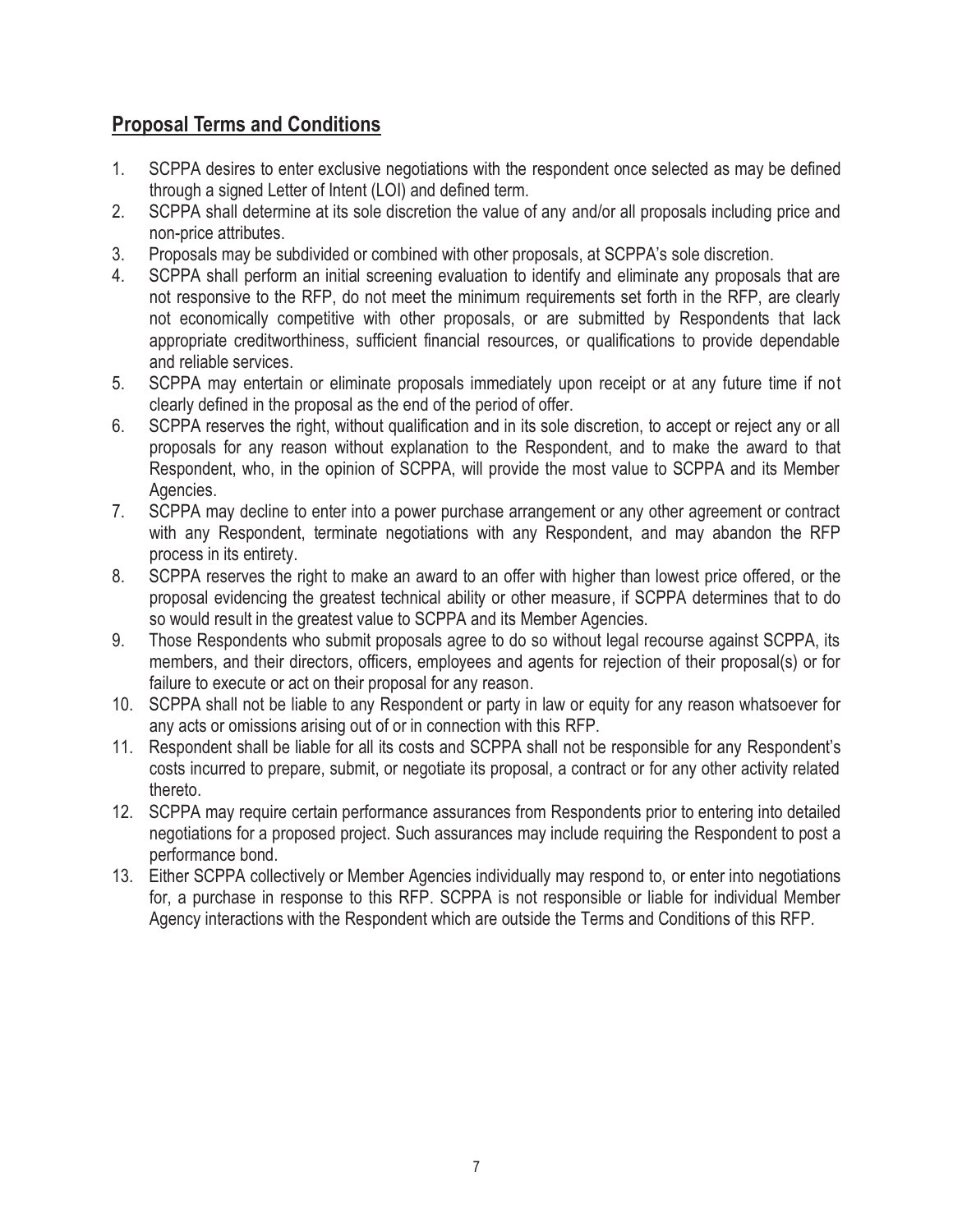## Proposal Terms and Conditions

1. SCPPA desires to enter exclusive negotiations with the respondent once selected as may be defined through a signed Letter of Intent (LOI) and defined term.
2. SCPPA shall determine at its sole discretion the value of any and/or all proposals including price and non-price attributes.
3. Proposals may be subdivided or combined with other proposals, at SCPPA's sole discretion.
4. SCPPA shall perform an initial screening evaluation to identify and eliminate any proposals that are not responsive to the RFP, do not meet the minimum requirements set forth in the RFP, are clearly not economically competitive with other proposals, or are submitted by Respondents that lack appropriate creditworthiness, sufficient financial resources, or qualifications to provide dependable and reliable services.
5. SCPPA may entertain or eliminate proposals immediately upon receipt or at any future time if not clearly defined in the proposal as the end of the period of offer.
6. SCPPA reserves the right, without qualification and in its sole discretion, to accept or reject any or all proposals for any reason without explanation to the Respondent, and to make the award to that Respondent, who, in the opinion of SCPPA, will provide the most value to SCPPA and its Member Agencies.
7. SCPPA may decline to enter into a power purchase arrangement or any other agreement or contract with any Respondent, terminate negotiations with any Respondent, and may abandon the RFP process in its entirety.
8. SCPPA reserves the right to make an award to an offer with higher than lowest price offered, or the proposal evidencing the greatest technical ability or other measure, if SCPPA determines that to do so would result in the greatest value to SCPPA and its Member Agencies.
9. Those Respondents who submit proposals agree to do so without legal recourse against SCPPA, its members, and their directors, officers, employees and agents for rejection of their proposal(s) or for failure to execute or act on their proposal for any reason.
10. SCPPA shall not be liable to any Respondent or party in law or equity for any reason whatsoever for any acts or omissions arising out of or in connection with this RFP.
11. Respondent shall be liable for all its costs and SCPPA shall not be responsible for any Respondent's costs incurred to prepare, submit, or negotiate its proposal, a contract or for any other activity related thereto.
12. SCPPA may require certain performance assurances from Respondents prior to entering into detailed negotiations for a proposed project. Such assurances may include requiring the Respondent to post a performance bond.
13. Either SCPPA collectively or Member Agencies individually may respond to, or enter into negotiations for, a purchase in response to this RFP. SCPPA is not responsible or liable for individual Member Agency interactions with the Respondent which are outside the Terms and Conditions of this RFP.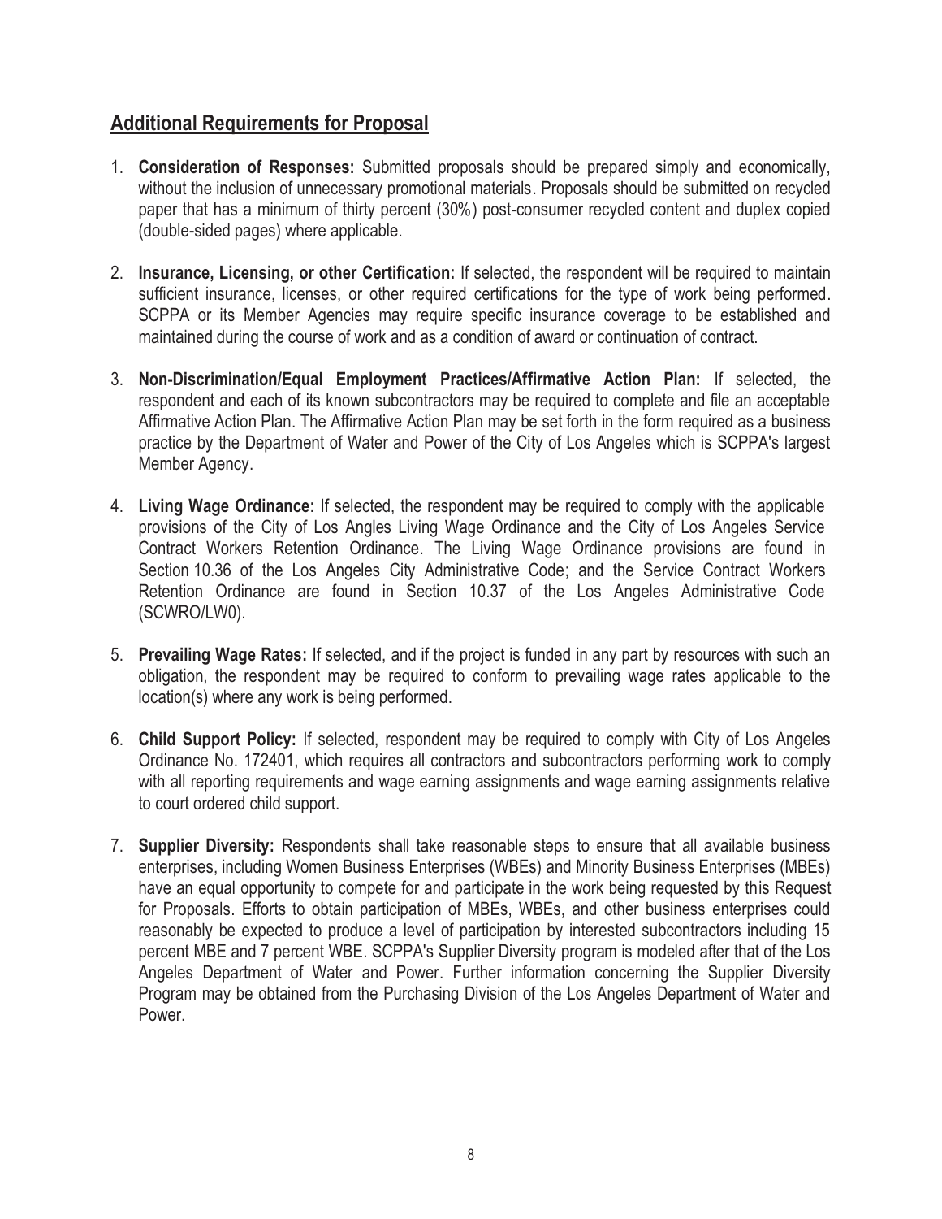## Additional Requirements for Proposal

1. **Consideration of Responses:** Submitted proposals should be prepared simply and economically, without the inclusion of unnecessary promotional materials. Proposals should be submitted on recycled paper that has a minimum of thirty percent (30%) post-consumer recycled content and duplex copied (double-sided pages) where applicable.

2. **Insurance, Licensing, or other Certification:** If selected, the respondent will be required to maintain sufficient insurance, licenses, or other required certifications for the type of work being performed. SCPPA or its Member Agencies may require specific insurance coverage to be established and maintained during the course of work and as a condition of award or continuation of contract.

3. **Non-Discrimination/Equal Employment Practices/Affirmative Action Plan:** If selected, the respondent and each of its known subcontractors may be required to complete and file an acceptable Affirmative Action Plan. The Affirmative Action Plan may be set forth in the form required as a business practice by the Department of Water and Power of the City of Los Angeles which is SCPPA's largest Member Agency.

4. **Living Wage Ordinance:** If selected, the respondent may be required to comply with the applicable provisions of the City of Los Angles Living Wage Ordinance and the City of Los Angeles Service Contract Workers Retention Ordinance. The Living Wage Ordinance provisions are found in Section 10.36 of the Los Angeles City Administrative Code; and the Service Contract Workers Retention Ordinance are found in Section 10.37 of the Los Angeles Administrative Code (SCWRO/LW0).

5. **Prevailing Wage Rates:** If selected, and if the project is funded in any part by resources with such an obligation, the respondent may be required to conform to prevailing wage rates applicable to the location(s) where any work is being performed.

6. **Child Support Policy:** If selected, respondent may be required to comply with City of Los Angeles Ordinance No. 172401, which requires all contractors and subcontractors performing work to comply with all reporting requirements and wage earning assignments and wage earning assignments relative to court ordered child support.

7. **Supplier Diversity:** Respondents shall take reasonable steps to ensure that all available business enterprises, including Women Business Enterprises (WBEs) and Minority Business Enterprises (MBEs) have an equal opportunity to compete for and participate in the work being requested by this Request for Proposals. Efforts to obtain participation of MBEs, WBEs, and other business enterprises could reasonably be expected to produce a level of participation by interested subcontractors including 15 percent MBE and 7 percent WBE. SCPPA's Supplier Diversity program is modeled after that of the Los Angeles Department of Water and Power. Further information concerning the Supplier Diversity Program may be obtained from the Purchasing Division of the Los Angeles Department of Water and Power.